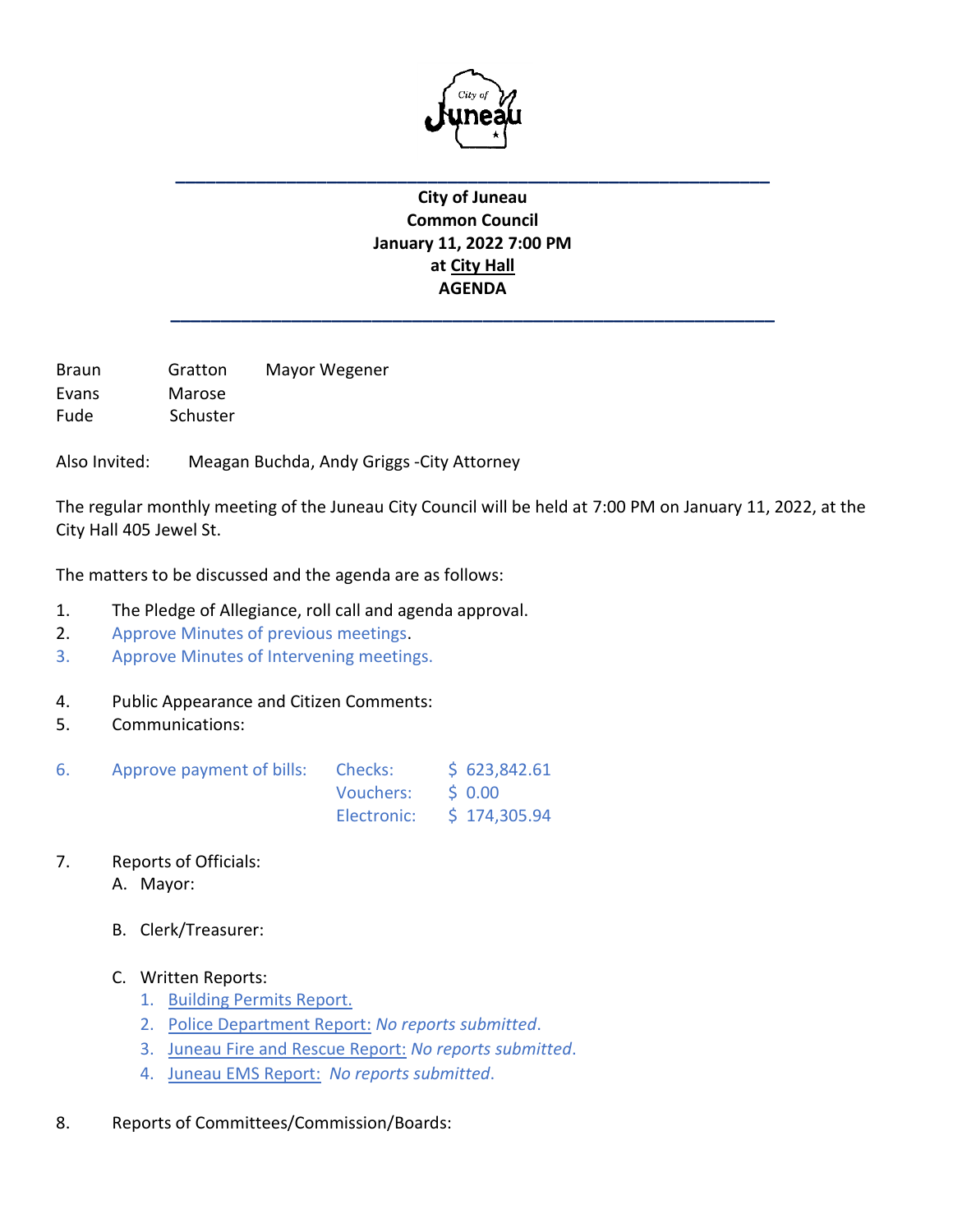**City of Juneau**
**Common Council**
**January 11, 2022 7:00 PM**
**at City Hall**
**AGENDA**

---

| | | |
|---|---|---|
| Braun | Gratton | Mayor Wegener |
| Evans | Marose | |
| Fude | Schuster | |

Also Invited: Meagan Buchda, Andy Griggs -City Attorney

The regular monthly meeting of the Juneau City Council will be held at 7:00 PM on January 11, 2022, at the City Hall 405 Jewel St.

The matters to be discussed and the agenda are as follows:

1. The Pledge of Allegiance, roll call and agenda approval.
2. Approve Minutes of previous meetings.
3. Approve Minutes of Intervening meetings.
4. Public Appearance and Citizen Comments:
5. Communications:
6. Approve payment of bills:

| | |
|---|---|
| Checks: | $ 623,842.61 |
| Vouchers: | $ 0.00 |
| Electronic: | $ 174,305.94 |

7. Reports of Officials:
   - A. Mayor:
   - B. Clerk/Treasurer:
   - C. Written Reports:
     1. Building Permits Report.
     2. Police Department Report: *No reports submitted*.
     3. Juneau Fire and Rescue Report: *No reports submitted*.
     4. Juneau EMS Report: *No reports submitted*.
8. Reports of Committees/Commission/Boards: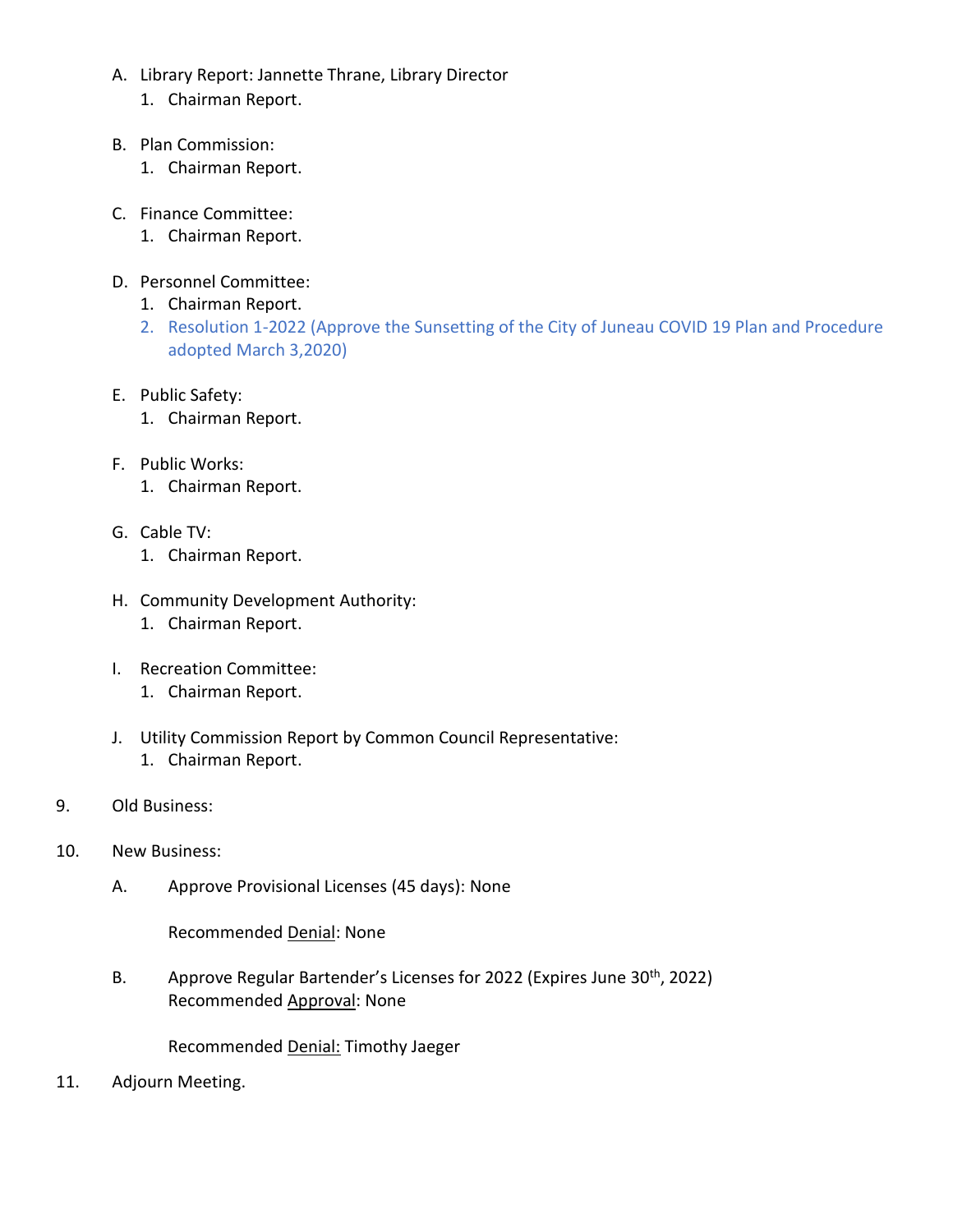A. Library Report: Jannette Thrane, Library Director
   1. Chairman Report.

B. Plan Commission:
   1. Chairman Report.

C. Finance Committee:
   1. Chairman Report.

D. Personnel Committee:
   1. Chairman Report.
   2. Resolution 1-2022 (Approve the Sunsetting of the City of Juneau COVID 19 Plan and Procedure adopted March 3,2020)

E. Public Safety:
   1. Chairman Report.

F. Public Works:
   1. Chairman Report.

G. Cable TV:
   1. Chairman Report.

H. Community Development Authority:
   1. Chairman Report.

I. Recreation Committee:
   1. Chairman Report.

J. Utility Commission Report by Common Council Representative:
   1. Chairman Report.

9. Old Business:

10. New Business:

    A. Approve Provisional Licenses (45 days): None

       Recommended Denial: None

    B. Approve Regular Bartender's Licenses for 2022 (Expires June 30th, 2022)
       Recommended Approval: None

       Recommended Denial: Timothy Jaeger

11. Adjourn Meeting.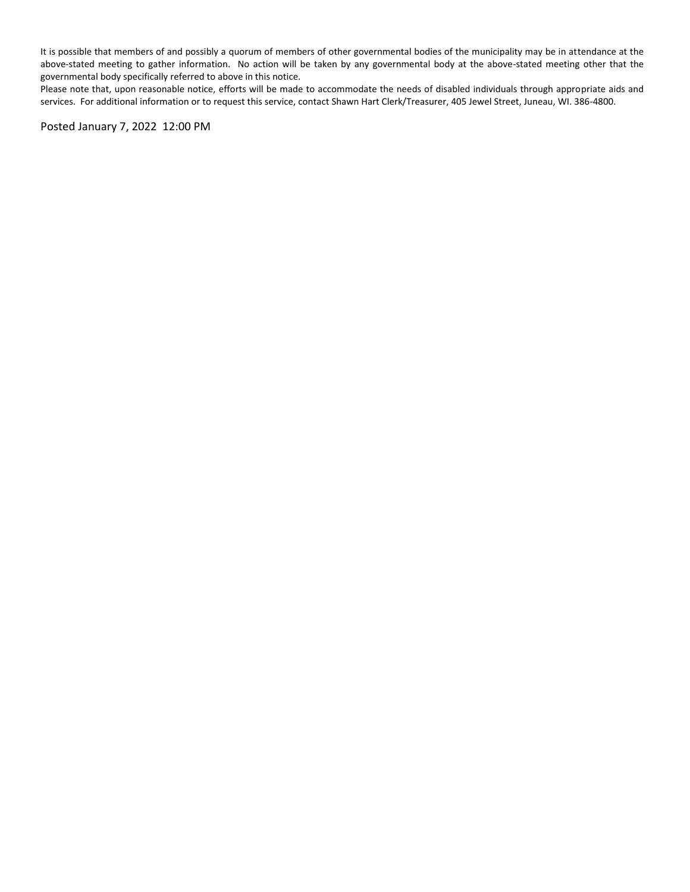It is possible that members of and possibly a quorum of members of other governmental bodies of the municipality may be in attendance at the above-stated meeting to gather information. No action will be taken by any governmental body at the above-stated meeting other that the governmental body specifically referred to above in this notice.

Please note that, upon reasonable notice, efforts will be made to accommodate the needs of disabled individuals through appropriate aids and services. For additional information or to request this service, contact Shawn Hart Clerk/Treasurer, 405 Jewel Street, Juneau, WI. 386-4800.

Posted January 7, 2022 12:00 PM